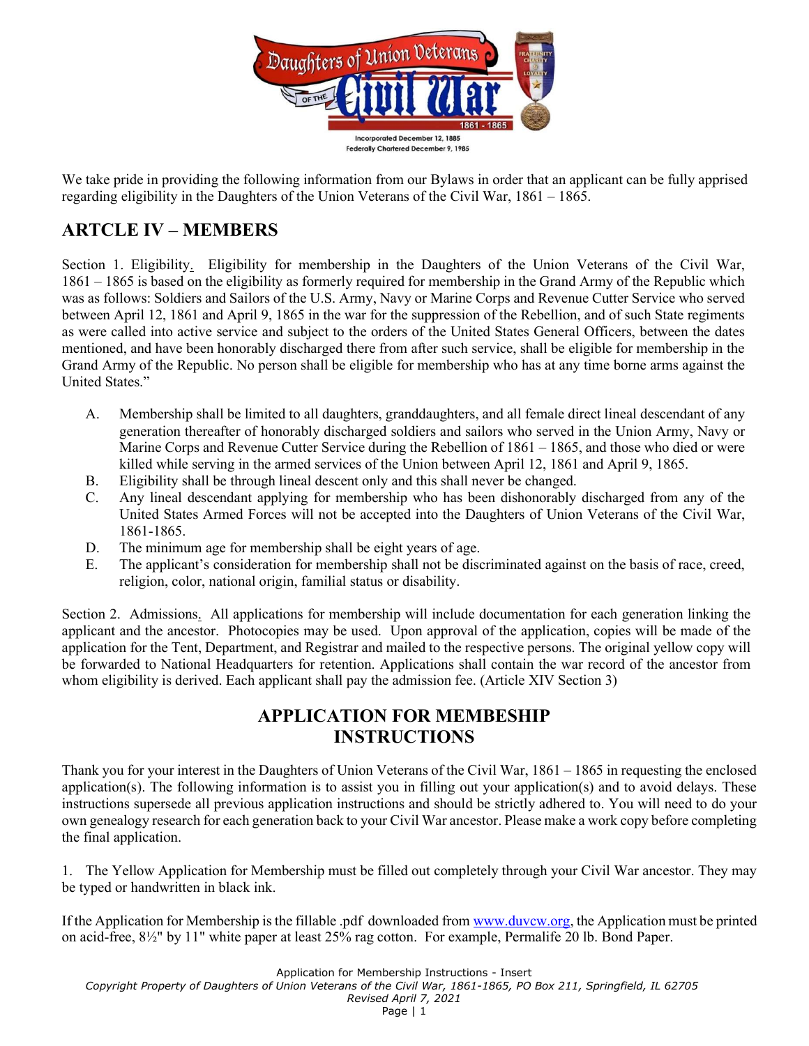Daughters of Union Veterans of the Civil War 1861 - 1865

Incorporated December 12, 1885
Federally Chartered December 9, 1985

We take pride in providing the following information from our Bylaws in order that an applicant can be fully apprised regarding eligibility in the Daughters of the Union Veterans of the Civil War, 1861 – 1865.

## ARTCLE IV – MEMBERS

Section 1. Eligibility. Eligibility for membership in the Daughters of the Union Veterans of the Civil War, 1861 – 1865 is based on the eligibility as formerly required for membership in the Grand Army of the Republic which was as follows: Soldiers and Sailors of the U.S. Army, Navy or Marine Corps and Revenue Cutter Service who served between April 12, 1861 and April 9, 1865 in the war for the suppression of the Rebellion, and of such State regiments as were called into active service and subject to the orders of the United States General Officers, between the dates mentioned, and have been honorably discharged there from after such service, shall be eligible for membership in the Grand Army of the Republic. No person shall be eligible for membership who has at any time borne arms against the United States."

A. Membership shall be limited to all daughters, granddaughters, and all female direct lineal descendant of any generation thereafter of honorably discharged soldiers and sailors who served in the Union Army, Navy or Marine Corps and Revenue Cutter Service during the Rebellion of 1861 – 1865, and those who died or were killed while serving in the armed services of the Union between April 12, 1861 and April 9, 1865.

B. Eligibility shall be through lineal descent only and this shall never be changed.

C. Any lineal descendant applying for membership who has been dishonorably discharged from any of the United States Armed Forces will not be accepted into the Daughters of Union Veterans of the Civil War, 1861-1865.

D. The minimum age for membership shall be eight years of age.

E. The applicant's consideration for membership shall not be discriminated against on the basis of race, creed, religion, color, national origin, familial status or disability.

Section 2. Admissions. All applications for membership will include documentation for each generation linking the applicant and the ancestor. Photocopies may be used. Upon approval of the application, copies will be made of the application for the Tent, Department, and Registrar and mailed to the respective persons. The original yellow copy will be forwarded to National Headquarters for retention. Applications shall contain the war record of the ancestor from whom eligibility is derived. Each applicant shall pay the admission fee. (Article XIV Section 3)

## APPLICATION FOR MEMBESHIP INSTRUCTIONS

Thank you for your interest in the Daughters of Union Veterans of the Civil War, 1861 – 1865 in requesting the enclosed application(s). The following information is to assist you in filling out your application(s) and to avoid delays. These instructions supersede all previous application instructions and should be strictly adhered to. You will need to do your own genealogy research for each generation back to your Civil War ancestor. Please make a work copy before completing the final application.

1. The Yellow Application for Membership must be filled out completely through your Civil War ancestor. They may be typed or handwritten in black ink.

If the Application for Membership is the fillable .pdf downloaded from www.duvcw.org, the Application must be printed on acid-free, 8½" by 11" white paper at least 25% rag cotton. For example, Permalife 20 lb. Bond Paper.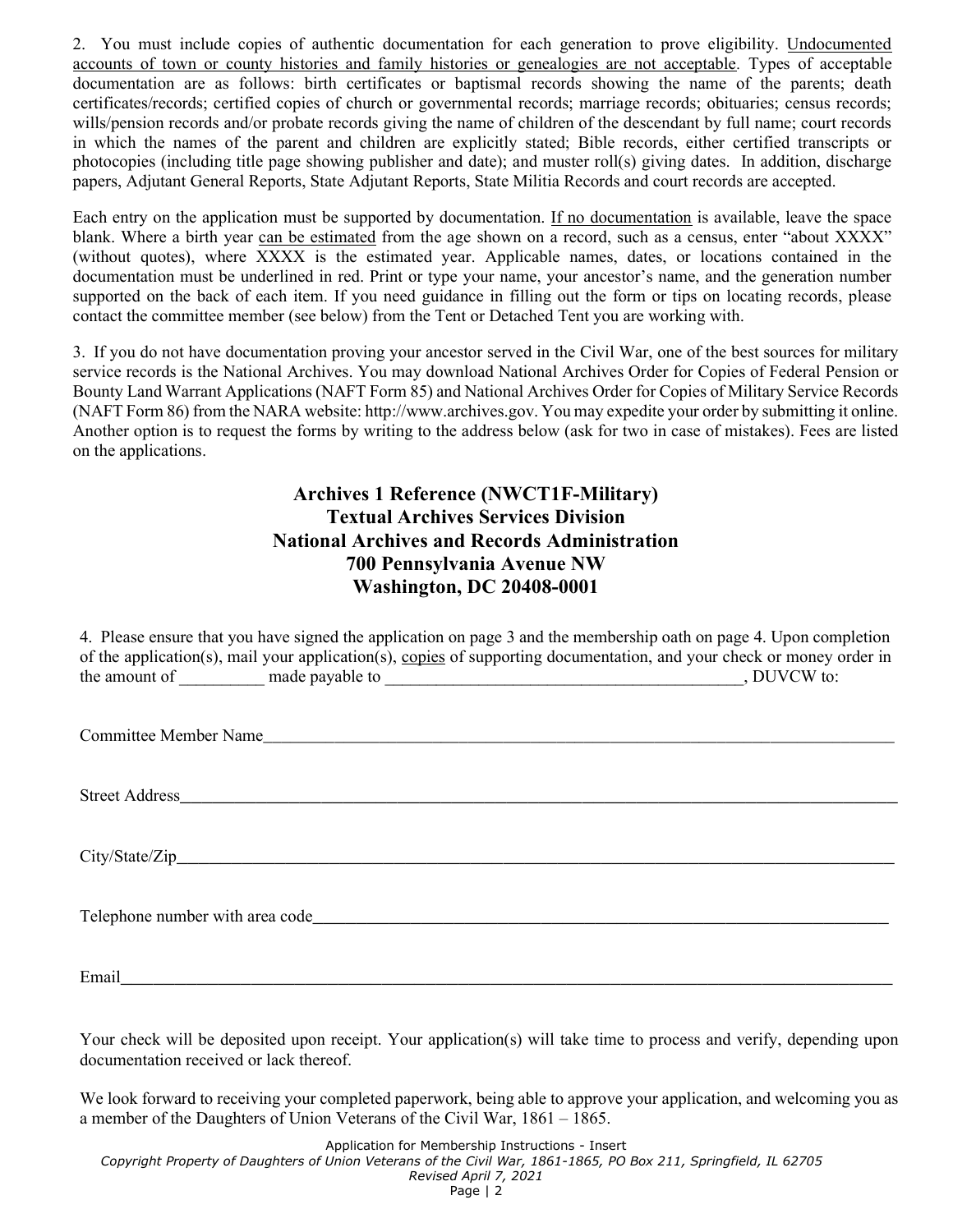2. You must include copies of authentic documentation for each generation to prove eligibility. Undocumented accounts of town or county histories and family histories or genealogies are not acceptable. Types of acceptable documentation are as follows: birth certificates or baptismal records showing the name of the parents; death certificates/records; certified copies of church or governmental records; marriage records; obituaries; census records; wills/pension records and/or probate records giving the name of children of the descendant by full name; court records in which the names of the parent and children are explicitly stated; Bible records, either certified transcripts or photocopies (including title page showing publisher and date); and muster roll(s) giving dates. In addition, discharge papers, Adjutant General Reports, State Adjutant Reports, State Militia Records and court records are accepted.

Each entry on the application must be supported by documentation. If no documentation is available, leave the space blank. Where a birth year can be estimated from the age shown on a record, such as a census, enter "about XXXX" (without quotes), where XXXX is the estimated year. Applicable names, dates, or locations contained in the documentation must be underlined in red. Print or type your name, your ancestor's name, and the generation number supported on the back of each item. If you need guidance in filling out the form or tips on locating records, please contact the committee member (see below) from the Tent or Detached Tent you are working with.

3. If you do not have documentation proving your ancestor served in the Civil War, one of the best sources for military service records is the National Archives. You may download National Archives Order for Copies of Federal Pension or Bounty Land Warrant Applications (NAFT Form 85) and National Archives Order for Copies of Military Service Records (NAFT Form 86) from the NARA website: http://www.archives.gov. You may expedite your order by submitting it online. Another option is to request the forms by writing to the address below (ask for two in case of mistakes). Fees are listed on the applications.

**Archives 1 Reference (NWCT1F-Military)**
**Textual Archives Services Division**
**National Archives and Records Administration**
**700 Pennsylvania Avenue NW**
**Washington, DC 20408-0001**

4. Please ensure that you have signed the application on page 3 and the membership oath on page 4. Upon completion of the application(s), mail your application(s), copies of supporting documentation, and your check or money order in the amount of __________ made payable to ___________________________________________, DUVCW to:

Committee Member Name_______________________________________________________________

Street Address_______________________________________________________________________

City/State/Zip_______________________________________________________________________

Telephone number with area code______________________________________________________

Email_______________________________________________________________________________

Your check will be deposited upon receipt. Your application(s) will take time to process and verify, depending upon documentation received or lack thereof.

We look forward to receiving your completed paperwork, being able to approve your application, and welcoming you as a member of the Daughters of Union Veterans of the Civil War, 1861 – 1865.

Application for Membership Instructions - Insert
*Copyright Property of Daughters of Union Veterans of the Civil War, 1861-1865, PO Box 211, Springfield, IL 62705*
*Revised April 7, 2021*